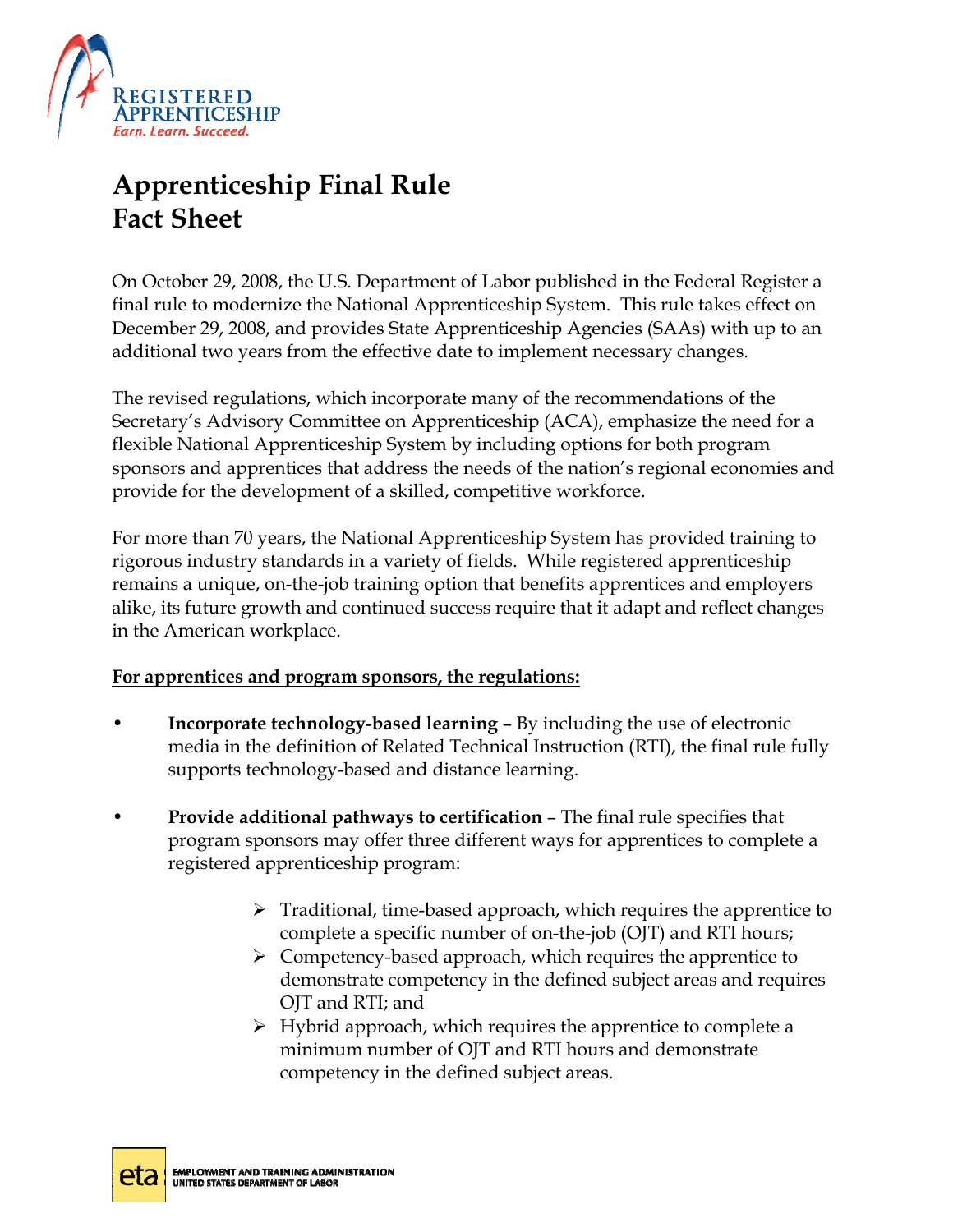# Apprenticeship Final Rule
# Fact Sheet

On October 29, 2008, the U.S. Department of Labor published in the Federal Register a final rule to modernize the National Apprenticeship System. This rule takes effect on December 29, 2008, and provides State Apprenticeship Agencies (SAAs) with up to an additional two years from the effective date to implement necessary changes.

The revised regulations, which incorporate many of the recommendations of the Secretary's Advisory Committee on Apprenticeship (ACA), emphasize the need for a flexible National Apprenticeship System by including options for both program sponsors and apprentices that address the needs of the nation's regional economies and provide for the development of a skilled, competitive workforce.

For more than 70 years, the National Apprenticeship System has provided training to rigorous industry standards in a variety of fields. While registered apprenticeship remains a unique, on-the-job training option that benefits apprentices and employers alike, its future growth and continued success require that it adapt and reflect changes in the American workplace.

**For apprentices and program sponsors, the regulations:**

- **Incorporate technology-based learning** – By including the use of electronic media in the definition of Related Technical Instruction (RTI), the final rule fully supports technology-based and distance learning.

- **Provide additional pathways to certification** – The final rule specifies that program sponsors may offer three different ways for apprentices to complete a registered apprenticeship program:

  - Traditional, time-based approach, which requires the apprentice to complete a specific number of on-the-job (OJT) and RTI hours;
  - Competency-based approach, which requires the apprentice to demonstrate competency in the defined subject areas and requires OJT and RTI; and
  - Hybrid approach, which requires the apprentice to complete a minimum number of OJT and RTI hours and demonstrate competency in the defined subject areas.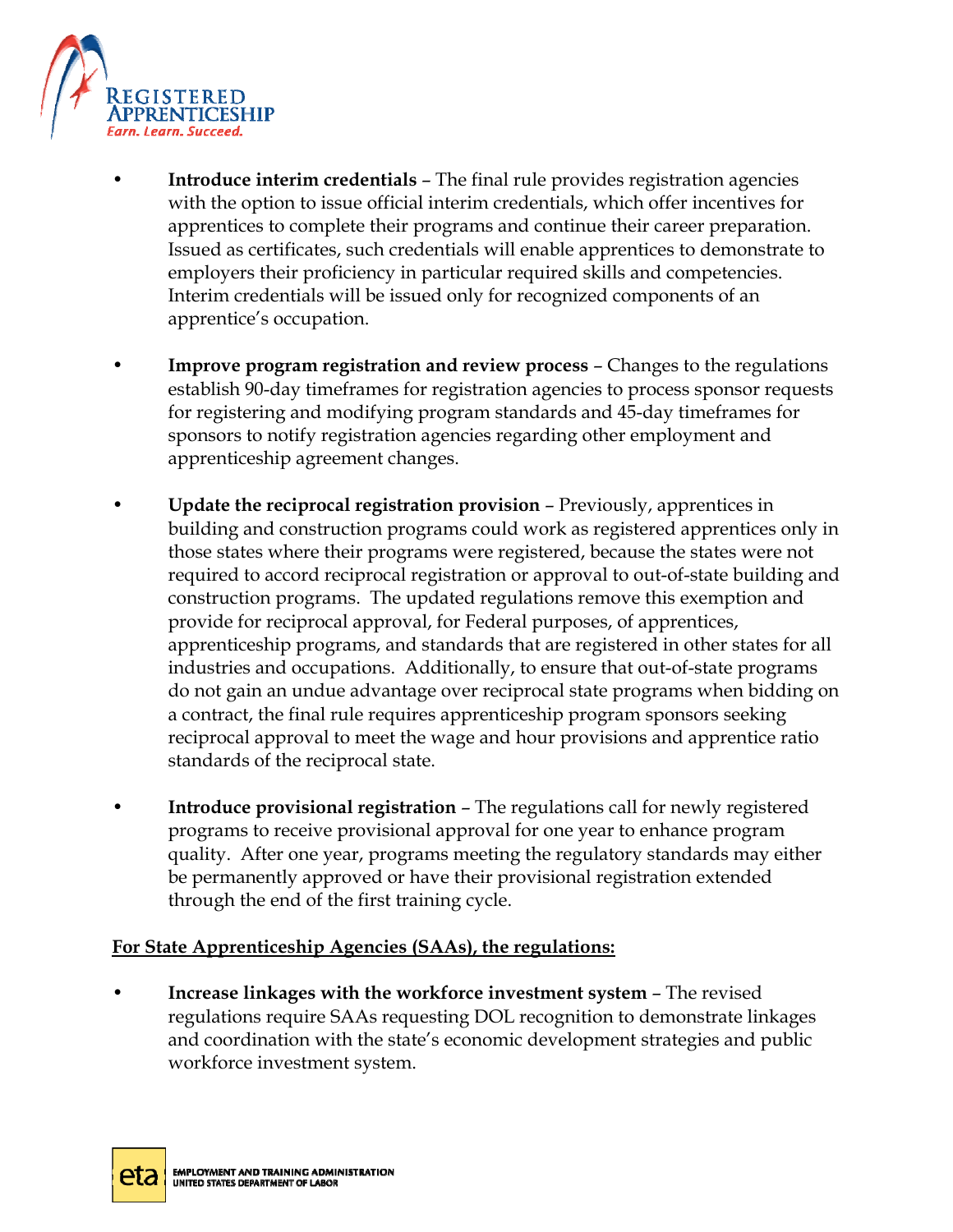- **Introduce interim credentials** – The final rule provides registration agencies with the option to issue official interim credentials, which offer incentives for apprentices to complete their programs and continue their career preparation. Issued as certificates, such credentials will enable apprentices to demonstrate to employers their proficiency in particular required skills and competencies. Interim credentials will be issued only for recognized components of an apprentice's occupation.

- **Improve program registration and review process** – Changes to the regulations establish 90-day timeframes for registration agencies to process sponsor requests for registering and modifying program standards and 45-day timeframes for sponsors to notify registration agencies regarding other employment and apprenticeship agreement changes.

- **Update the reciprocal registration provision** – Previously, apprentices in building and construction programs could work as registered apprentices only in those states where their programs were registered, because the states were not required to accord reciprocal registration or approval to out-of-state building and construction programs. The updated regulations remove this exemption and provide for reciprocal approval, for Federal purposes, of apprentices, apprenticeship programs, and standards that are registered in other states for all industries and occupations. Additionally, to ensure that out-of-state programs do not gain an undue advantage over reciprocal state programs when bidding on a contract, the final rule requires apprenticeship program sponsors seeking reciprocal approval to meet the wage and hour provisions and apprentice ratio standards of the reciprocal state.

- **Introduce provisional registration** – The regulations call for newly registered programs to receive provisional approval for one year to enhance program quality. After one year, programs meeting the regulatory standards may either be permanently approved or have their provisional registration extended through the end of the first training cycle.

<u>**For State Apprenticeship Agencies (SAAs), the regulations:**</u>

- **Increase linkages with the workforce investment system** – The revised regulations require SAAs requesting DOL recognition to demonstrate linkages and coordination with the state's economic development strategies and public workforce investment system.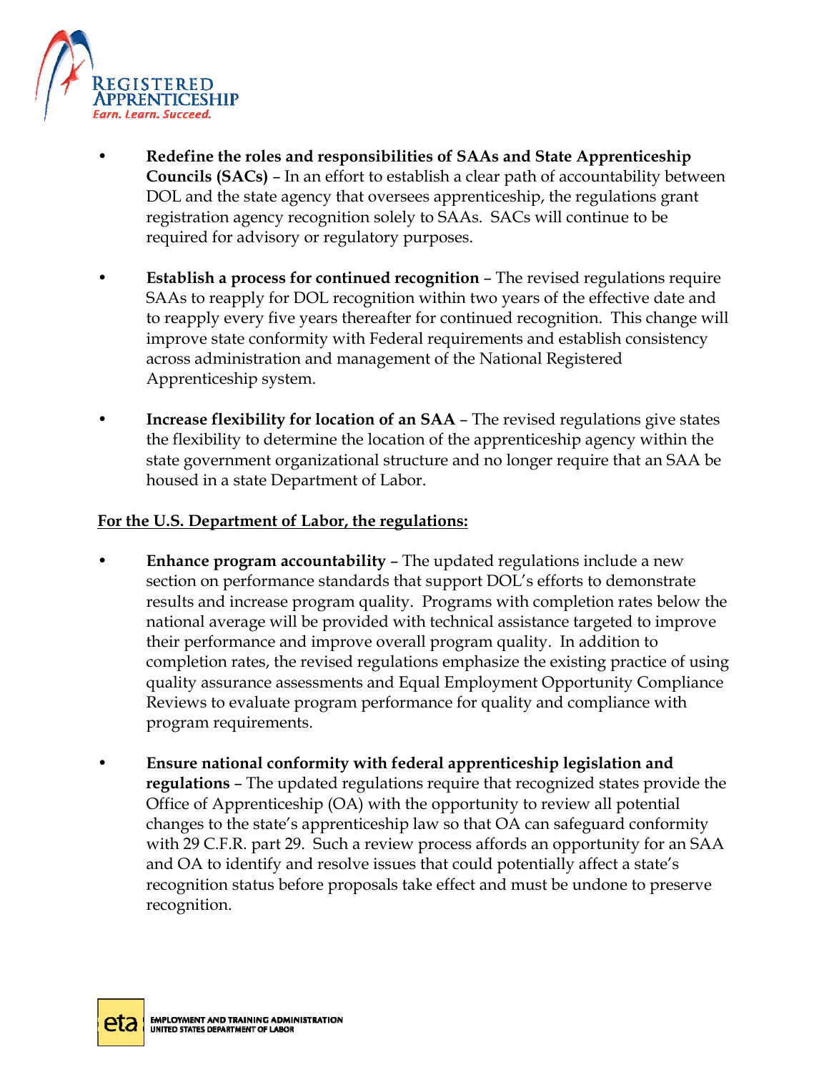- **Redefine the roles and responsibilities of SAAs and State Apprenticeship Councils (SACs)** – In an effort to establish a clear path of accountability between DOL and the state agency that oversees apprenticeship, the regulations grant registration agency recognition solely to SAAs. SACs will continue to be required for advisory or regulatory purposes.

- **Establish a process for continued recognition** – The revised regulations require SAAs to reapply for DOL recognition within two years of the effective date and to reapply every five years thereafter for continued recognition. This change will improve state conformity with Federal requirements and establish consistency across administration and management of the National Registered Apprenticeship system.

- **Increase flexibility for location of an SAA** – The revised regulations give states the flexibility to determine the location of the apprenticeship agency within the state government organizational structure and no longer require that an SAA be housed in a state Department of Labor.

<u>**For the U.S. Department of Labor, the regulations:**</u>

- **Enhance program accountability** – The updated regulations include a new section on performance standards that support DOL's efforts to demonstrate results and increase program quality. Programs with completion rates below the national average will be provided with technical assistance targeted to improve their performance and improve overall program quality. In addition to completion rates, the revised regulations emphasize the existing practice of using quality assurance assessments and Equal Employment Opportunity Compliance Reviews to evaluate program performance for quality and compliance with program requirements.

- **Ensure national conformity with federal apprenticeship legislation and regulations** – The updated regulations require that recognized states provide the Office of Apprenticeship (OA) with the opportunity to review all potential changes to the state's apprenticeship law so that OA can safeguard conformity with 29 C.F.R. part 29. Such a review process affords an opportunity for an SAA and OA to identify and resolve issues that could potentially affect a state's recognition status before proposals take effect and must be undone to preserve recognition.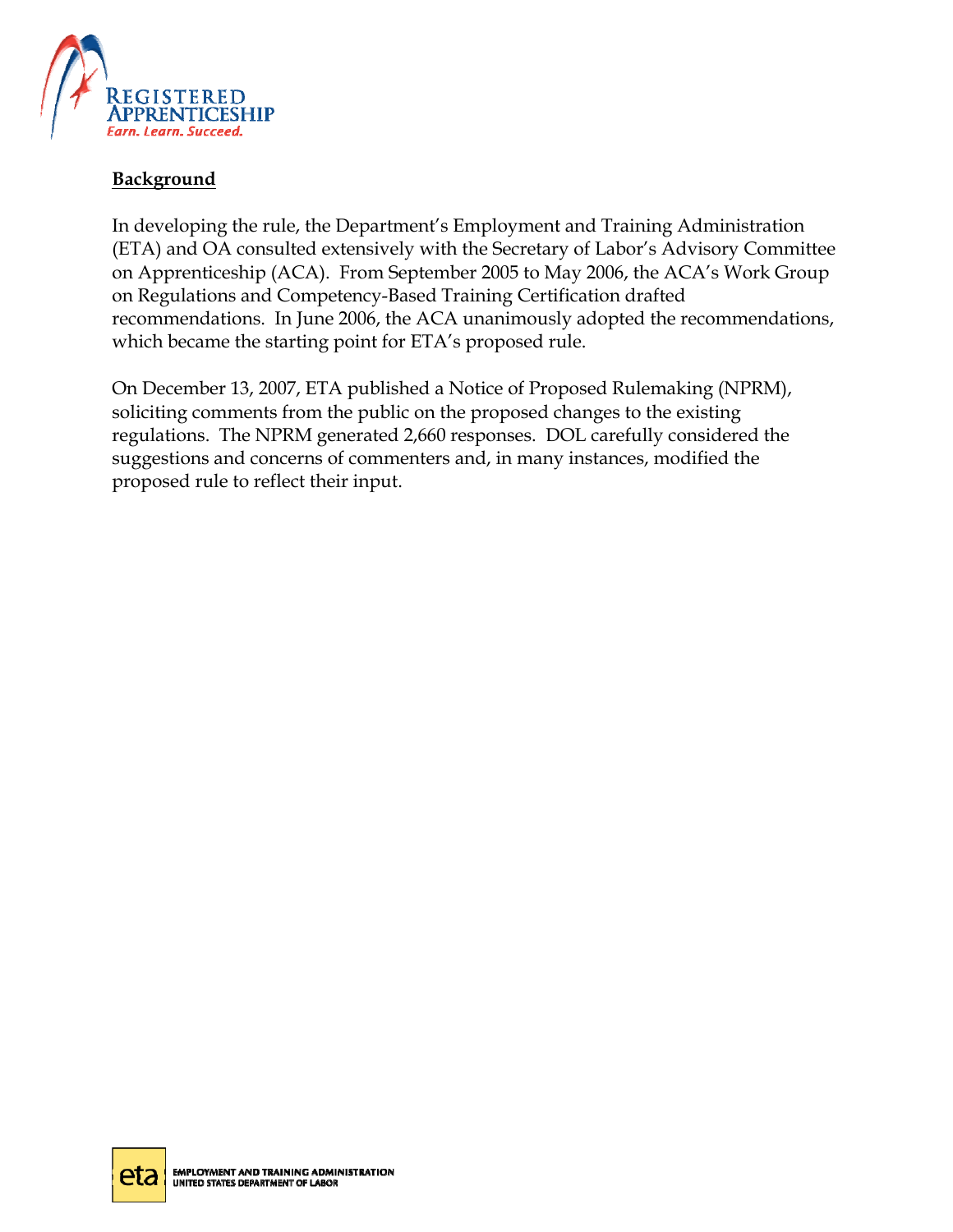## Background

In developing the rule, the Department's Employment and Training Administration (ETA) and OA consulted extensively with the Secretary of Labor's Advisory Committee on Apprenticeship (ACA). From September 2005 to May 2006, the ACA's Work Group on Regulations and Competency-Based Training Certification drafted recommendations. In June 2006, the ACA unanimously adopted the recommendations, which became the starting point for ETA's proposed rule.

On December 13, 2007, ETA published a Notice of Proposed Rulemaking (NPRM), soliciting comments from the public on the proposed changes to the existing regulations. The NPRM generated 2,660 responses. DOL carefully considered the suggestions and concerns of commenters and, in many instances, modified the proposed rule to reflect their input.